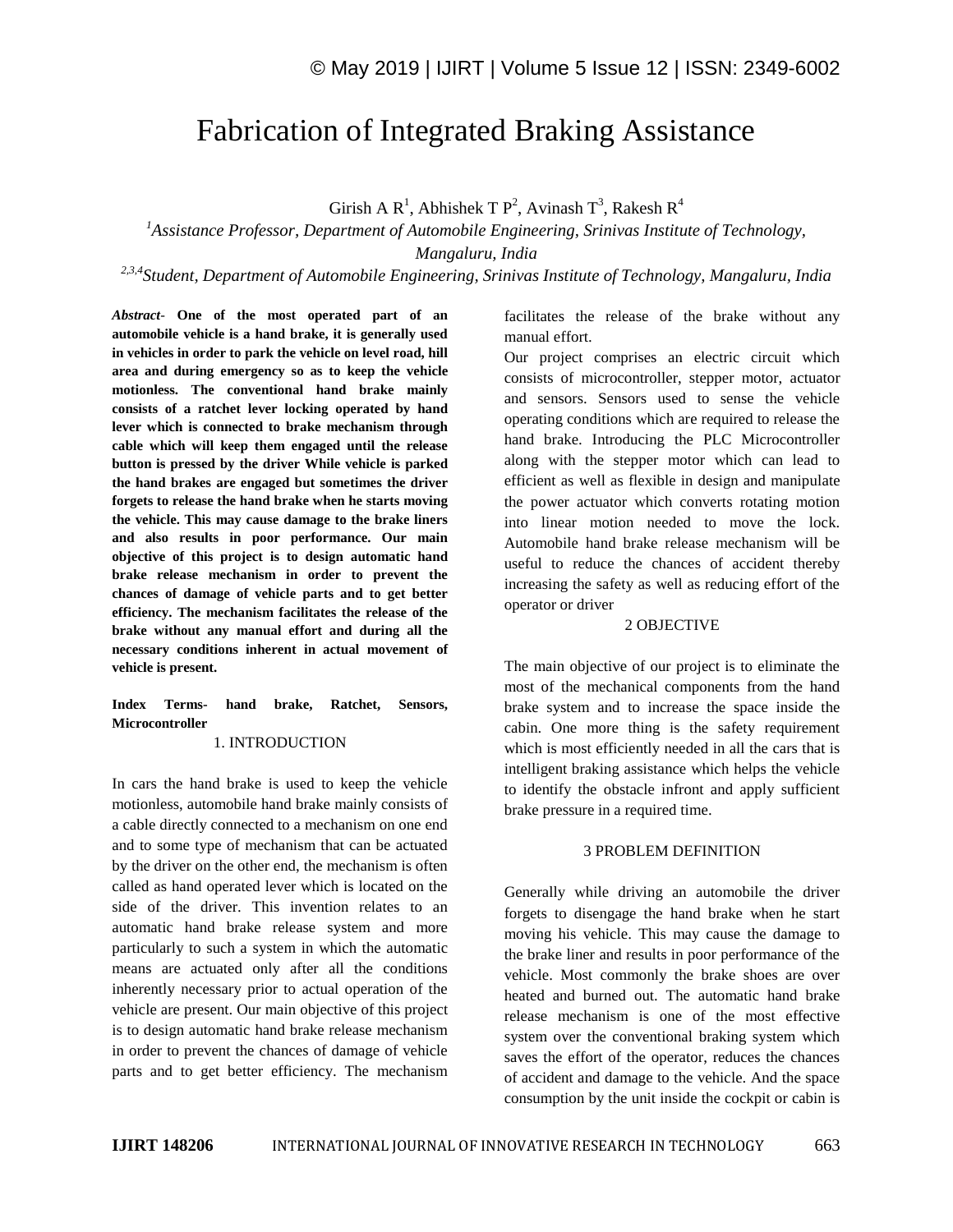# Fabrication of Integrated Braking Assistance

Girish A R[1], Abhishek T P[2], Avinash T[3], Rakesh R[4]

[1]*Assistance Professor, Department of Automobile Engineering, Srinivas Institute of Technology, Mangaluru, India*

[2,3,4]*Student, Department of Automobile Engineering, Srinivas Institute of Technology, Mangaluru, India*

***Abstract-*** **One of the most operated part of an automobile vehicle is a hand brake, it is generally used in vehicles in order to park the vehicle on level road, hill area and during emergency so as to keep the vehicle motionless. The conventional hand brake mainly consists of a ratchet lever locking operated by hand lever which is connected to brake mechanism through cable which will keep them engaged until the release button is pressed by the driver While vehicle is parked the hand brakes are engaged but sometimes the driver forgets to release the hand brake when he starts moving the vehicle. This may cause damage to the brake liners and also results in poor performance. Our main objective of this project is to design automatic hand brake release mechanism in order to prevent the chances of damage of vehicle parts and to get better efficiency. The mechanism facilitates the release of the brake without any manual effort and during all the necessary conditions inherent in actual movement of vehicle is present.**

**Index Terms- hand brake, Ratchet, Sensors, Microcontroller**

## 1. INTRODUCTION

In cars the hand brake is used to keep the vehicle motionless, automobile hand brake mainly consists of a cable directly connected to a mechanism on one end and to some type of mechanism that can be actuated by the driver on the other end, the mechanism is often called as hand operated lever which is located on the side of the driver. This invention relates to an automatic hand brake release system and more particularly to such a system in which the automatic means are actuated only after all the conditions inherently necessary prior to actual operation of the vehicle are present. Our main objective of this project is to design automatic hand brake release mechanism in order to prevent the chances of damage of vehicle parts and to get better efficiency. The mechanism facilitates the release of the brake without any manual effort.

Our project comprises an electric circuit which consists of microcontroller, stepper motor, actuator and sensors. Sensors used to sense the vehicle operating conditions which are required to release the hand brake. Introducing the PLC Microcontroller along with the stepper motor which can lead to efficient as well as flexible in design and manipulate the power actuator which converts rotating motion into linear motion needed to move the lock. Automobile hand brake release mechanism will be useful to reduce the chances of accident thereby increasing the safety as well as reducing effort of the operator or driver

## 2 OBJECTIVE

The main objective of our project is to eliminate the most of the mechanical components from the hand brake system and to increase the space inside the cabin. One more thing is the safety requirement which is most efficiently needed in all the cars that is intelligent braking assistance which helps the vehicle to identify the obstacle infront and apply sufficient brake pressure in a required time.

## 3 PROBLEM DEFINITION

Generally while driving an automobile the driver forgets to disengage the hand brake when he start moving his vehicle. This may cause the damage to the brake liner and results in poor performance of the vehicle. Most commonly the brake shoes are over heated and burned out. The automatic hand brake release mechanism is one of the most effective system over the conventional braking system which saves the effort of the operator, reduces the chances of accident and damage to the vehicle. And the space consumption by the unit inside the cockpit or cabin is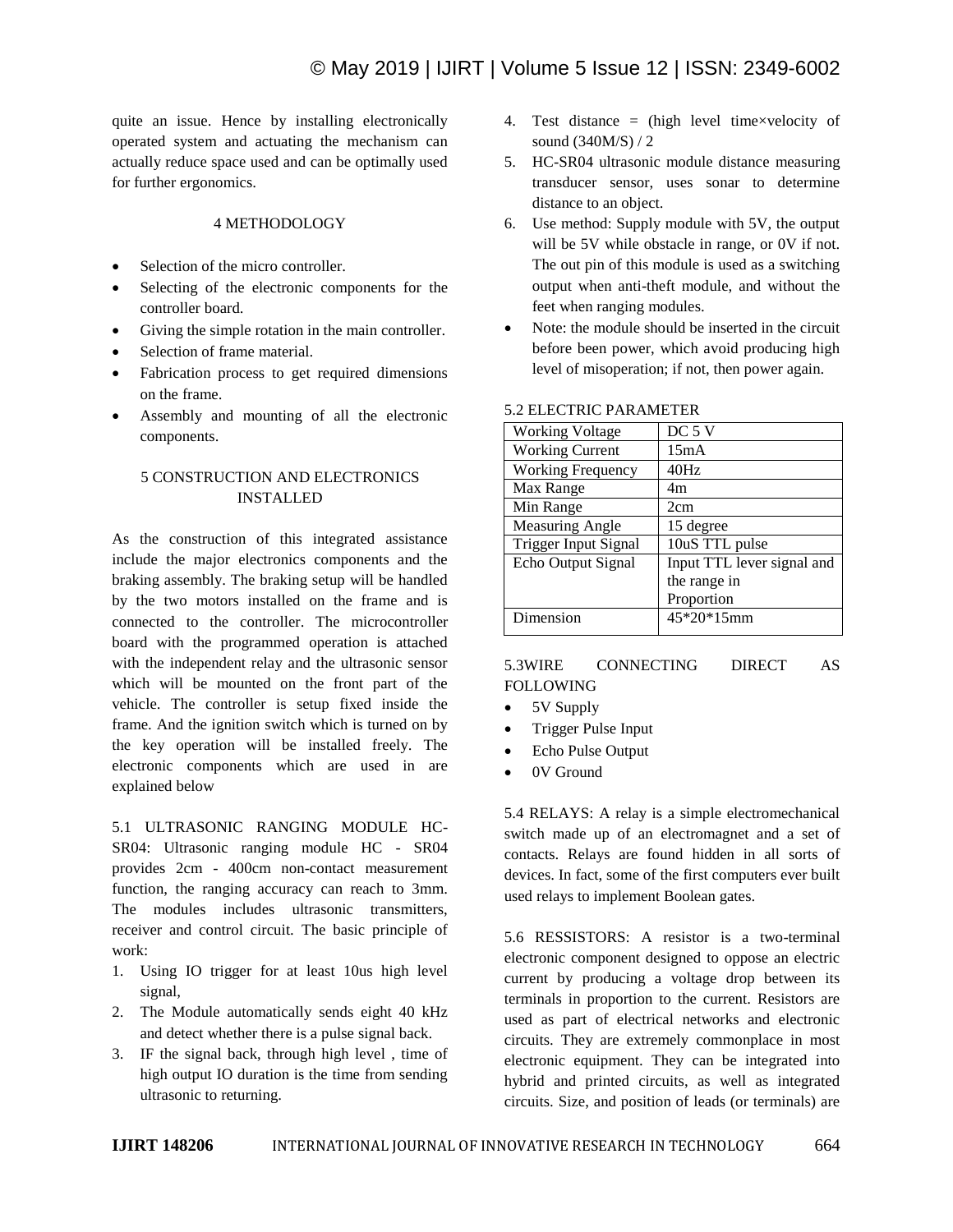quite an issue. Hence by installing electronically operated system and actuating the mechanism can actually reduce space used and can be optimally used for further ergonomics.

## 4 METHODOLOGY

- Selection of the micro controller.
- Selecting of the electronic components for the controller board.
- Giving the simple rotation in the main controller.
- Selection of frame material.
- Fabrication process to get required dimensions on the frame.
- Assembly and mounting of all the electronic components.

## 5 CONSTRUCTION AND ELECTRONICS INSTALLED

As the construction of this integrated assistance include the major electronics components and the braking assembly. The braking setup will be handled by the two motors installed on the frame and is connected to the controller. The microcontroller board with the programmed operation is attached with the independent relay and the ultrasonic sensor which will be mounted on the front part of the vehicle. The controller is setup fixed inside the frame. And the ignition switch which is turned on by the key operation will be installed freely. The electronic components which are used in are explained below

5.1 ULTRASONIC RANGING MODULE HC-SR04: Ultrasonic ranging module HC - SR04 provides 2cm - 400cm non-contact measurement function, the ranging accuracy can reach to 3mm. The modules includes ultrasonic transmitters, receiver and control circuit. The basic principle of work:

1. Using IO trigger for at least 10us high level signal,
2. The Module automatically sends eight 40 kHz and detect whether there is a pulse signal back.
3. IF the signal back, through high level , time of high output IO duration is the time from sending ultrasonic to returning.
4. Test distance = (high level time×velocity of sound (340M/S) / 2
5. HC-SR04 ultrasonic module distance measuring transducer sensor, uses sonar to determine distance to an object.
6. Use method: Supply module with 5V, the output will be 5V while obstacle in range, or 0V if not. The out pin of this module is used as a switching output when anti-theft module, and without the feet when ranging modules.

- Note: the module should be inserted in the circuit before been power, which avoid producing high level of misoperation; if not, then power again.

5.2 ELECTRIC PARAMETER

| Working Voltage | DC 5 V |
|---|---|
| Working Current | 15mA |
| Working Frequency | 40Hz |
| Max Range | 4m |
| Min Range | 2cm |
| Measuring Angle | 15 degree |
| Trigger Input Signal | 10uS TTL pulse |
| Echo Output Signal | Input TTL lever signal and the range in Proportion |
| Dimension | 45*20*15mm |

5.3WIRE CONNECTING DIRECT AS FOLLOWING

- 5V Supply
- Trigger Pulse Input
- Echo Pulse Output
- 0V Ground

5.4 RELAYS: A relay is a simple electromechanical switch made up of an electromagnet and a set of contacts. Relays are found hidden in all sorts of devices. In fact, some of the first computers ever built used relays to implement Boolean gates.

5.6 RESSISTORS: A resistor is a two-terminal electronic component designed to oppose an electric current by producing a voltage drop between its terminals in proportion to the current. Resistors are used as part of electrical networks and electronic circuits. They are extremely commonplace in most electronic equipment. They can be integrated into hybrid and printed circuits, as well as integrated circuits. Size, and position of leads (or terminals) are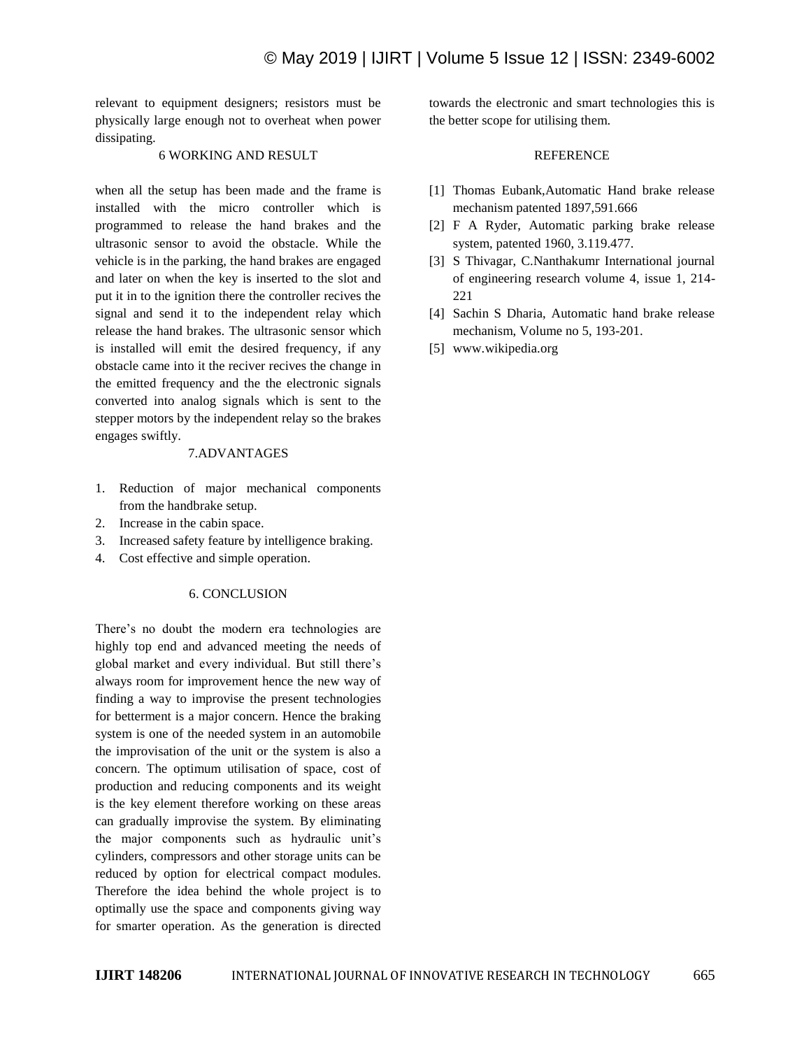relevant to equipment designers; resistors must be physically large enough not to overheat when power dissipating.

## 6 WORKING AND RESULT

when all the setup has been made and the frame is installed with the micro controller which is programmed to release the hand brakes and the ultrasonic sensor to avoid the obstacle. While the vehicle is in the parking, the hand brakes are engaged and later on when the key is inserted to the slot and put it in to the ignition there the controller recives the signal and send it to the independent relay which release the hand brakes. The ultrasonic sensor which is installed will emit the desired frequency, if any obstacle came into it the reciver recives the change in the emitted frequency and the the electronic signals converted into analog signals which is sent to the stepper motors by the independent relay so the brakes engages swiftly.

## 7.ADVANTAGES

1. Reduction of major mechanical components from the handbrake setup.
2. Increase in the cabin space.
3. Increased safety feature by intelligence braking.
4. Cost effective and simple operation.

## 6. CONCLUSION

There's no doubt the modern era technologies are highly top end and advanced meeting the needs of global market and every individual. But still there's always room for improvement hence the new way of finding a way to improvise the present technologies for betterment is a major concern. Hence the braking system is one of the needed system in an automobile the improvisation of the unit or the system is also a concern. The optimum utilisation of space, cost of production and reducing components and its weight is the key element therefore working on these areas can gradually improvise the system. By eliminating the major components such as hydraulic unit's cylinders, compressors and other storage units can be reduced by option for electrical compact modules. Therefore the idea behind the whole project is to optimally use the space and components giving way for smarter operation. As the generation is directed towards the electronic and smart technologies this is the better scope for utilising them.

## REFERENCE

[1] Thomas Eubank,Automatic Hand brake release mechanism patented 1897,591.666

[2] F A Ryder, Automatic parking brake release system, patented 1960, 3.119.477.

[3] S Thivagar, C.Nanthakumr International journal of engineering research volume 4, issue 1, 214-221

[4] Sachin S Dharia, Automatic hand brake release mechanism, Volume no 5, 193-201.

[5] www.wikipedia.org